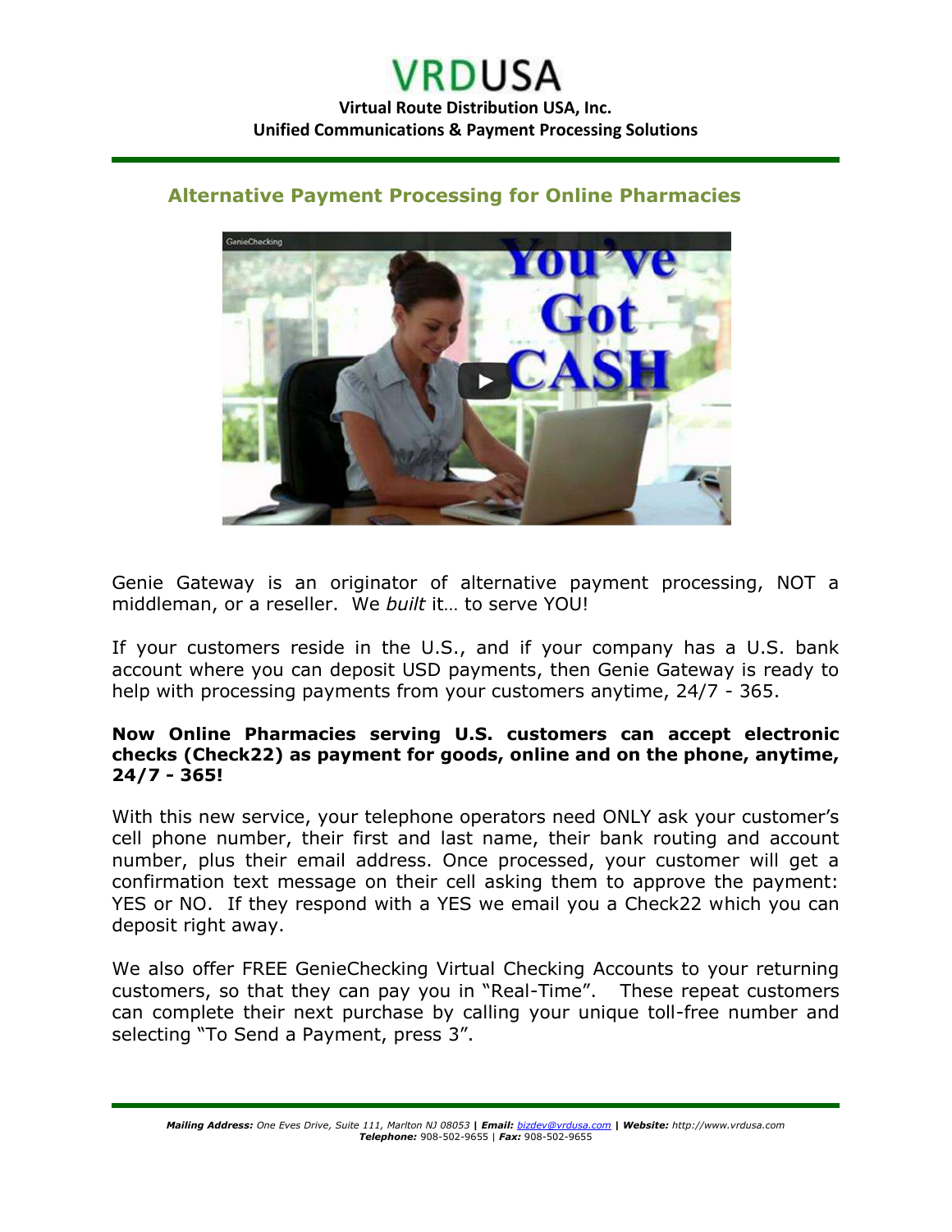# VRDUSA

**Virtual Route Distribution USA, Inc.**
**Unified Communications & Payment Processing Solutions**

## Alternative Payment Processing for Online Pharmacies

Genie Gateway is an originator of alternative payment processing, NOT a middleman, or a reseller. We *built* it… to serve YOU!

If your customers reside in the U.S., and if your company has a U.S. bank account where you can deposit USD payments, then Genie Gateway is ready to help with processing payments from your customers anytime, 24/7 - 365.

**Now Online Pharmacies serving U.S. customers can accept electronic checks (Check22) as payment for goods, online and on the phone, anytime, 24/7 - 365!**

With this new service, your telephone operators need ONLY ask your customer's cell phone number, their first and last name, their bank routing and account number, plus their email address. Once processed, your customer will get a confirmation text message on their cell asking them to approve the payment: YES or NO. If they respond with a YES we email you a Check22 which you can deposit right away.

We also offer FREE GenieChecking Virtual Checking Accounts to your returning customers, so that they can pay you in "Real-Time". These repeat customers can complete their next purchase by calling your unique toll-free number and selecting "To Send a Payment, press 3".

***Mailing Address:*** *One Eves Drive, Suite 111, Marlton NJ 08053* | ***Email:*** *bizdev@vrdusa.com* | ***Website:*** *http://www.vrdusa.com*
***Telephone:*** 908-502-9655 | ***Fax:*** 908-502-9655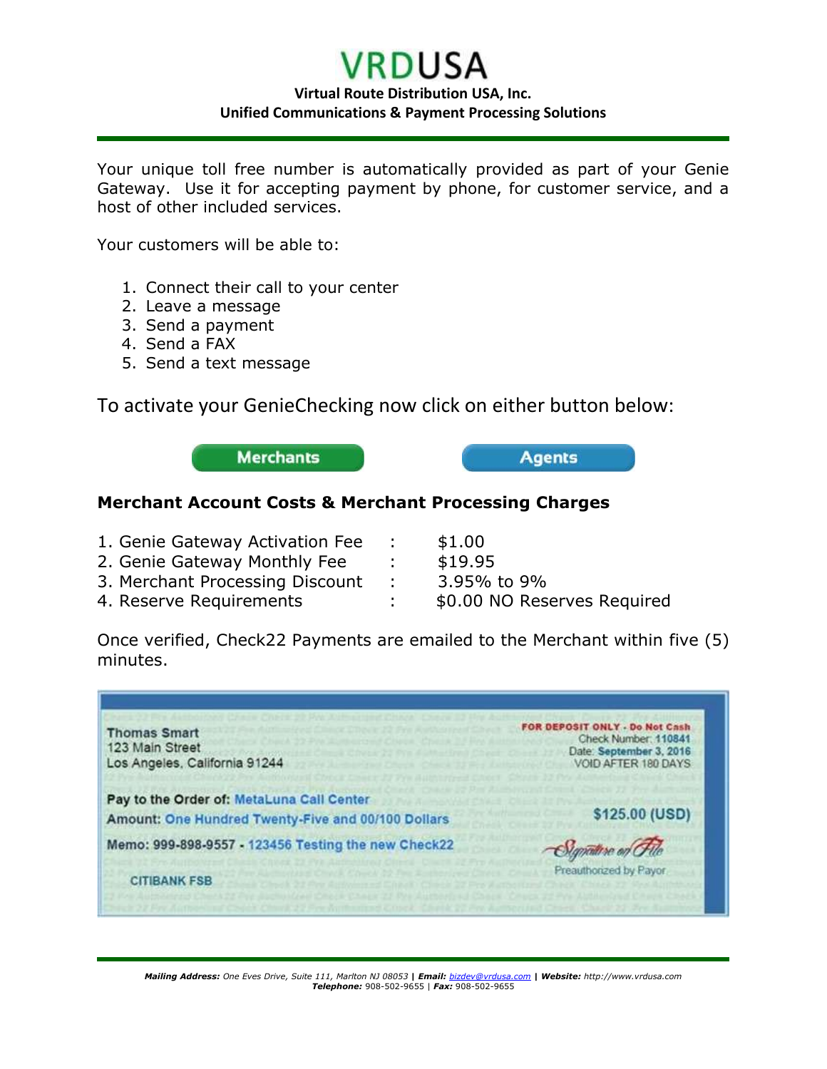# VRDUSA

**Virtual Route Distribution USA, Inc.**
**Unified Communications & Payment Processing Solutions**

Your unique toll free number is automatically provided as part of your Genie Gateway. Use it for accepting payment by phone, for customer service, and a host of other included services.

Your customers will be able to:

1. Connect their call to your center
2. Leave a message
3. Send a payment
4. Send a FAX
5. Send a text message

To activate your GenieChecking now click on either button below:

**Merchants** **Agents**

### Merchant Account Costs & Merchant Processing Charges

| | | |
|---|---|---|
| 1. Genie Gateway Activation Fee | : | $1.00 |
| 2. Genie Gateway Monthly Fee | : | $19.95 |
| 3. Merchant Processing Discount | : | 3.95% to 9% |
| 4. Reserve Requirements | : | $0.00 NO Reserves Required |

Once verified, Check22 Payments are emailed to the Merchant within five (5) minutes.

Thomas Smart
123 Main Street
Los Angeles, California 91244

**FOR DEPOSIT ONLY - Do Not Cash**
Check Number: 110841
Date: September 3, 2016
VOID AFTER 180 DAYS

Pay to the Order of: MetaLuna Call Center
Amount: One Hundred Twenty-Five and 00/100 Dollars
$125.00 (USD)

Memo: 999-898-9557 - 123456 Testing the new Check22

Signature on File
Preauthorized by Payor

CITIBANK FSB

***Mailing Address:*** *One Eves Drive, Suite 111, Marlton NJ 08053* | ***Email:*** *bizdev@vrdusa.com* | ***Website:*** *http://www.vrdusa.com*
***Telephone:*** 908-502-9655 | ***Fax:*** 908-502-9655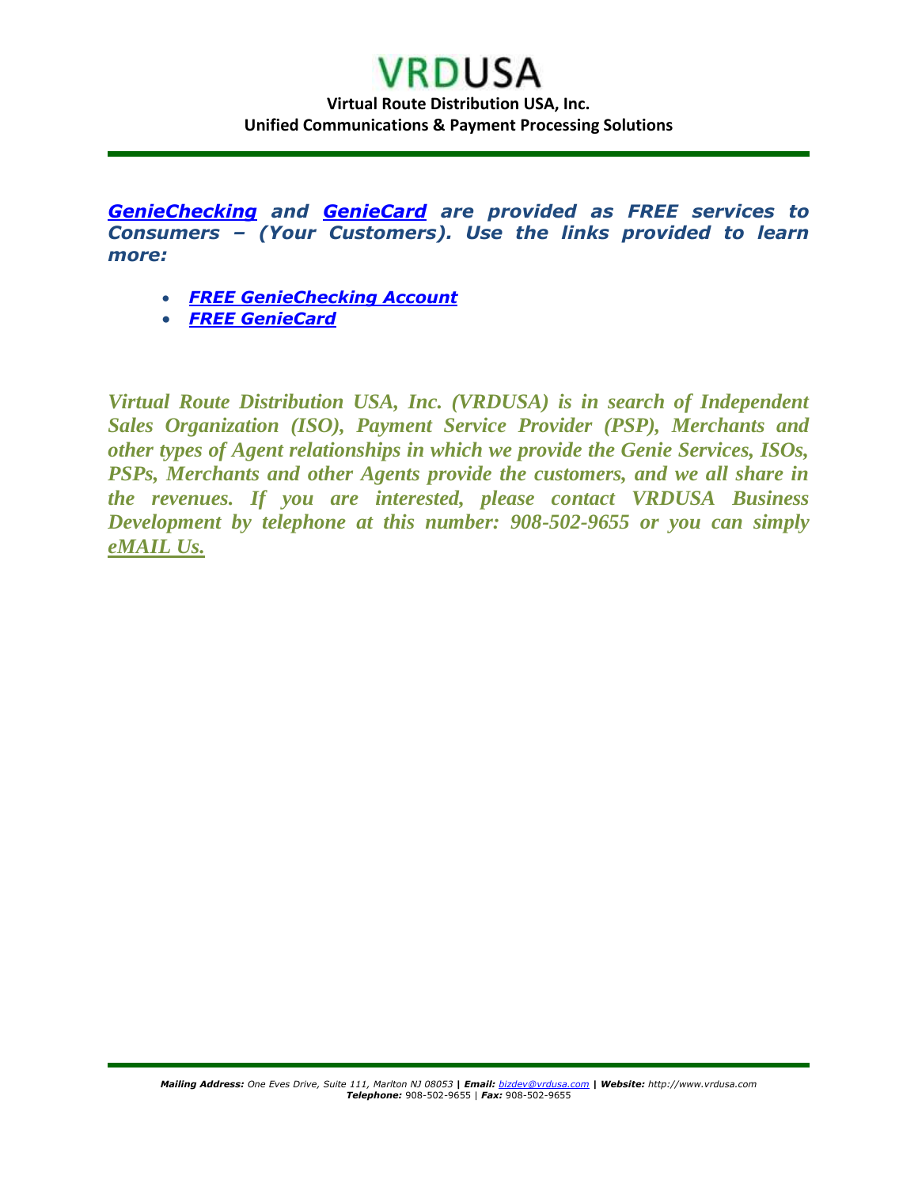# VRDUSA

**Virtual Route Distribution USA, Inc.**
**Unified Communications & Payment Processing Solutions**

***GenieChecking* and *GenieCard* are provided as FREE services to Consumers – (Your Customers). Use the links provided to learn more:**

- ***FREE GenieChecking Account***
- ***FREE GenieCard***

***Virtual Route Distribution USA, Inc. (VRDUSA) is in search of Independent Sales Organization (ISO), Payment Service Provider (PSP), Merchants and other types of Agent relationships in which we provide the Genie Services, ISOs, PSPs, Merchants and other Agents provide the customers, and we all share in the revenues. If you are interested, please contact VRDUSA Business Development by telephone at this number: 908-502-9655 or you can simply eMAIL Us.***

***Mailing Address:*** *One Eves Drive, Suite 111, Marlton NJ 08053* **|** ***Email:*** *bizdev@vrdusa.com* **|** ***Website:*** *http://www.vrdusa.com*
***Telephone:*** 908-502-9655 | ***Fax:*** 908-502-9655